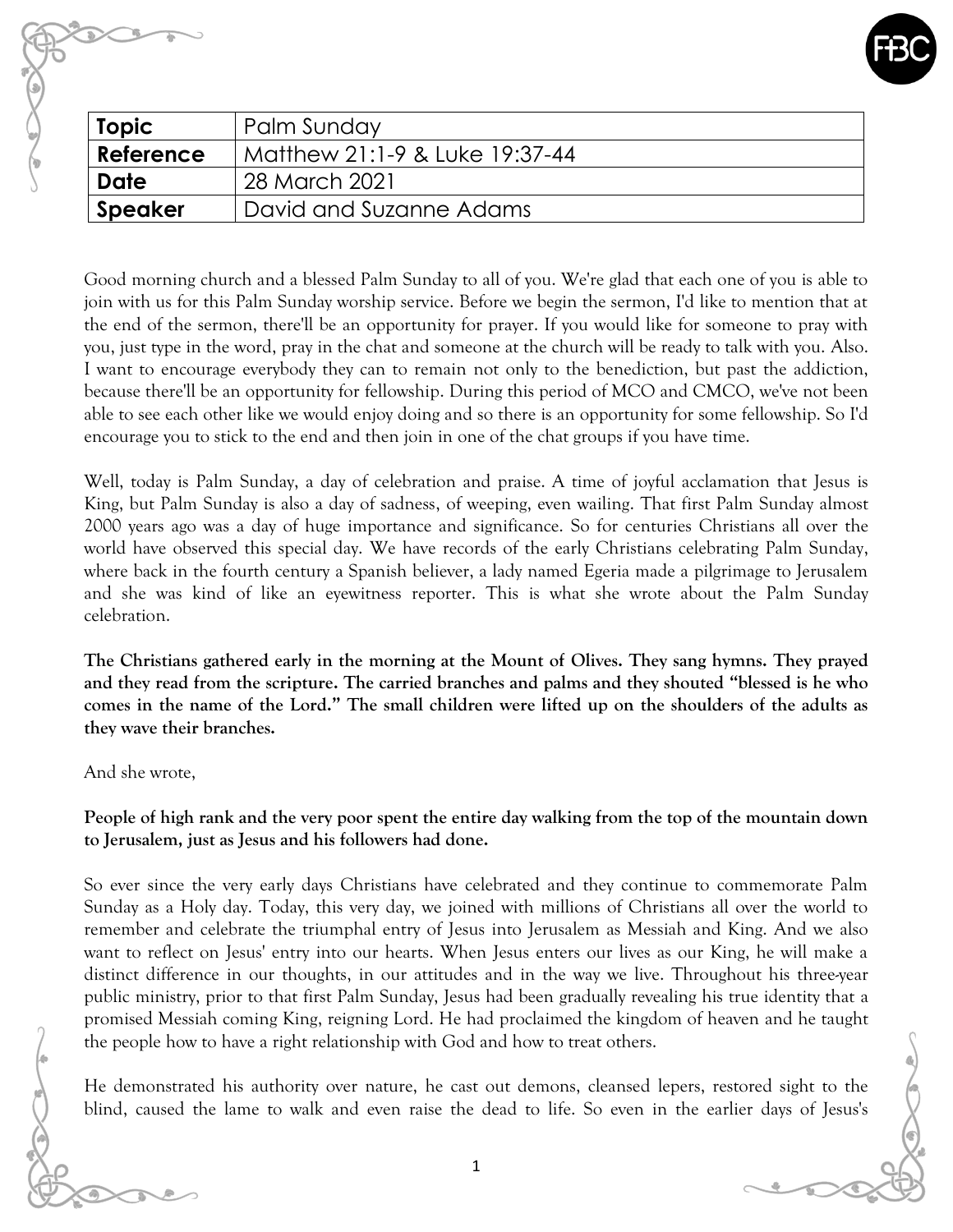| Topic | Palm Sunday |
| --- | --- |
| Reference | Matthew 21:1-9 & Luke 19:37-44 |
| Date | 28 March 2021 |
| Speaker | David and Suzanne Adams |

Good morning church and a blessed Palm Sunday to all of you. We're glad that each one of you is able to join with us for this Palm Sunday worship service. Before we begin the sermon, I'd like to mention that at the end of the sermon, there'll be an opportunity for prayer. If you would like for someone to pray with you, just type in the word, pray in the chat and someone at the church will be ready to talk with you. Also. I want to encourage everybody they can to remain not only to the benediction, but past the addiction, because there'll be an opportunity for fellowship. During this period of MCO and CMCO, we've not been able to see each other like we would enjoy doing and so there is an opportunity for some fellowship. So I'd encourage you to stick to the end and then join in one of the chat groups if you have time.

Well, today is Palm Sunday, a day of celebration and praise. A time of joyful acclamation that Jesus is King, but Palm Sunday is also a day of sadness, of weeping, even wailing. That first Palm Sunday almost 2000 years ago was a day of huge importance and significance. So for centuries Christians all over the world have observed this special day. We have records of the early Christians celebrating Palm Sunday, where back in the fourth century a Spanish believer, a lady named Egeria made a pilgrimage to Jerusalem and she was kind of like an eyewitness reporter. This is what she wrote about the Palm Sunday celebration.

**The Christians gathered early in the morning at the Mount of Olives. They sang hymns. They prayed and they read from the scripture. The carried branches and palms and they shouted "blessed is he who comes in the name of the Lord." The small children were lifted up on the shoulders of the adults as they wave their branches.**

And she wrote,

**People of high rank and the very poor spent the entire day walking from the top of the mountain down to Jerusalem, just as Jesus and his followers had done.**

So ever since the very early days Christians have celebrated and they continue to commemorate Palm Sunday as a Holy day. Today, this very day, we joined with millions of Christians all over the world to remember and celebrate the triumphal entry of Jesus into Jerusalem as Messiah and King. And we also want to reflect on Jesus' entry into our hearts. When Jesus enters our lives as our King, he will make a distinct difference in our thoughts, in our attitudes and in the way we live. Throughout his three-year public ministry, prior to that first Palm Sunday, Jesus had been gradually revealing his true identity that a promised Messiah coming King, reigning Lord. He had proclaimed the kingdom of heaven and he taught the people how to have a right relationship with God and how to treat others.

He demonstrated his authority over nature, he cast out demons, cleansed lepers, restored sight to the blind, caused the lame to walk and even raise the dead to life. So even in the earlier days of Jesus's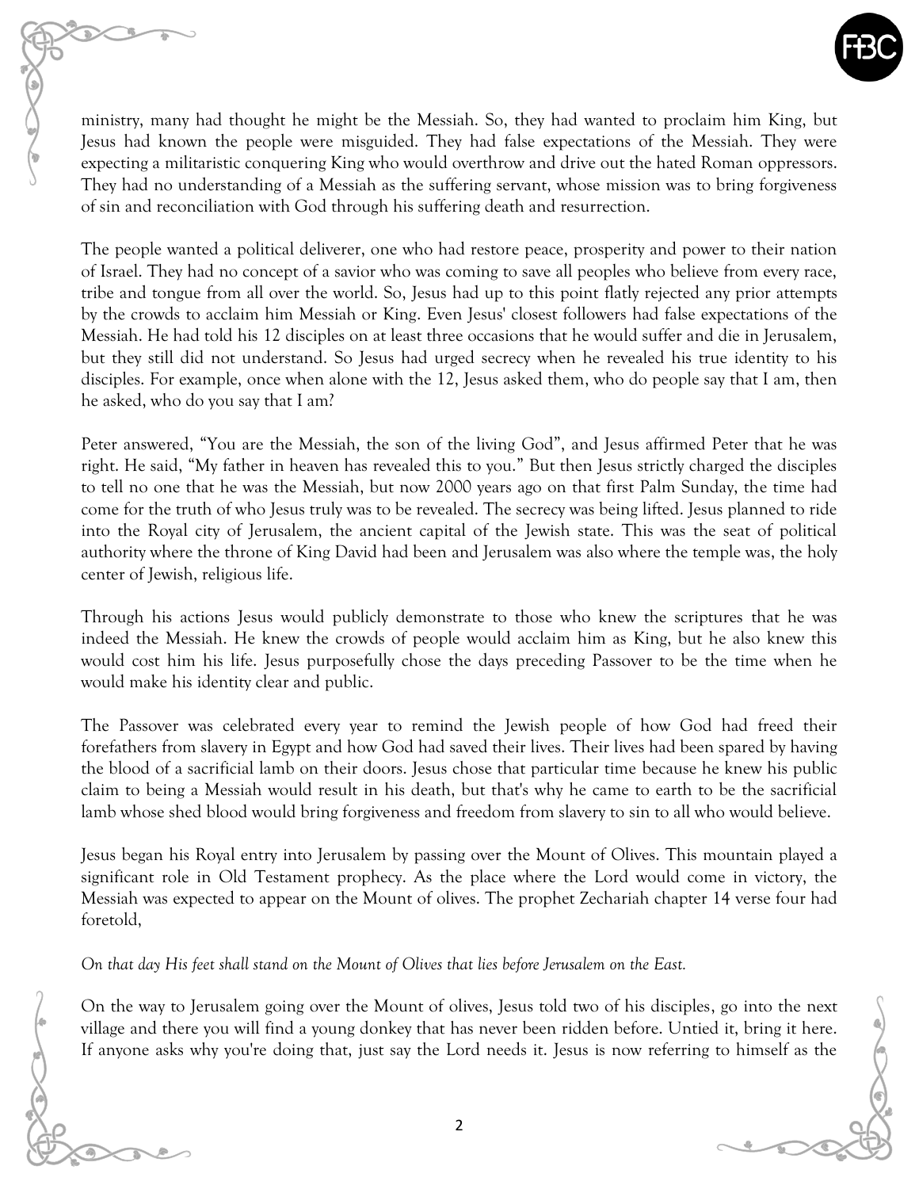ministry, many had thought he might be the Messiah. So, they had wanted to proclaim him King, but Jesus had known the people were misguided. They had false expectations of the Messiah. They were expecting a militaristic conquering King who would overthrow and drive out the hated Roman oppressors. They had no understanding of a Messiah as the suffering servant, whose mission was to bring forgiveness of sin and reconciliation with God through his suffering death and resurrection.

The people wanted a political deliverer, one who had restore peace, prosperity and power to their nation of Israel. They had no concept of a savior who was coming to save all peoples who believe from every race, tribe and tongue from all over the world. So, Jesus had up to this point flatly rejected any prior attempts by the crowds to acclaim him Messiah or King. Even Jesus' closest followers had false expectations of the Messiah. He had told his 12 disciples on at least three occasions that he would suffer and die in Jerusalem, but they still did not understand. So Jesus had urged secrecy when he revealed his true identity to his disciples. For example, once when alone with the 12, Jesus asked them, who do people say that I am, then he asked, who do you say that I am?

Peter answered, “You are the Messiah, the son of the living God”, and Jesus affirmed Peter that he was right. He said, “My father in heaven has revealed this to you.” But then Jesus strictly charged the disciples to tell no one that he was the Messiah, but now 2000 years ago on that first Palm Sunday, the time had come for the truth of who Jesus truly was to be revealed. The secrecy was being lifted. Jesus planned to ride into the Royal city of Jerusalem, the ancient capital of the Jewish state. This was the seat of political authority where the throne of King David had been and Jerusalem was also where the temple was, the holy center of Jewish, religious life.

Through his actions Jesus would publicly demonstrate to those who knew the scriptures that he was indeed the Messiah. He knew the crowds of people would acclaim him as King, but he also knew this would cost him his life. Jesus purposefully chose the days preceding Passover to be the time when he would make his identity clear and public.

The Passover was celebrated every year to remind the Jewish people of how God had freed their forefathers from slavery in Egypt and how God had saved their lives. Their lives had been spared by having the blood of a sacrificial lamb on their doors. Jesus chose that particular time because he knew his public claim to being a Messiah would result in his death, but that's why he came to earth to be the sacrificial lamb whose shed blood would bring forgiveness and freedom from slavery to sin to all who would believe.

Jesus began his Royal entry into Jerusalem by passing over the Mount of Olives. This mountain played a significant role in Old Testament prophecy. As the place where the Lord would come in victory, the Messiah was expected to appear on the Mount of olives. The prophet Zechariah chapter 14 verse four had foretold,

*On that day His feet shall stand on the Mount of Olives that lies before Jerusalem on the East.*

On the way to Jerusalem going over the Mount of olives, Jesus told two of his disciples, go into the next village and there you will find a young donkey that has never been ridden before. Untied it, bring it here. If anyone asks why you're doing that, just say the Lord needs it. Jesus is now referring to himself as the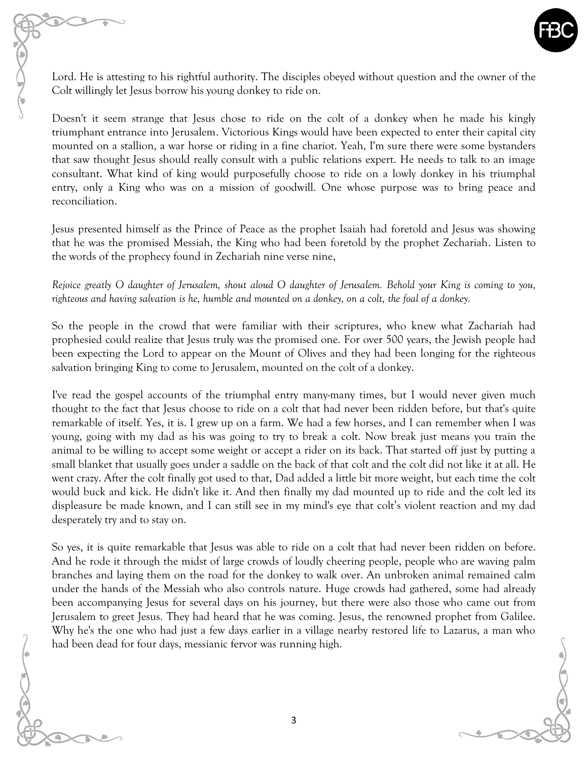Lord. He is attesting to his rightful authority. The disciples obeyed without question and the owner of the Colt willingly let Jesus borrow his young donkey to ride on.

Doesn't it seem strange that Jesus chose to ride on the colt of a donkey when he made his kingly triumphant entrance into Jerusalem. Victorious Kings would have been expected to enter their capital city mounted on a stallion, a war horse or riding in a fine chariot. Yeah, I'm sure there were some bystanders that saw thought Jesus should really consult with a public relations expert. He needs to talk to an image consultant. What kind of king would purposefully choose to ride on a lowly donkey in his triumphal entry, only a King who was on a mission of goodwill. One whose purpose was to bring peace and reconciliation.

Jesus presented himself as the Prince of Peace as the prophet Isaiah had foretold and Jesus was showing that he was the promised Messiah, the King who had been foretold by the prophet Zechariah. Listen to the words of the prophecy found in Zechariah nine verse nine,

*Rejoice greatly O daughter of Jerusalem, shout aloud O daughter of Jerusalem. Behold your King is coming to you, righteous and having salvation is he, humble and mounted on a donkey, on a colt, the foal of a donkey.*

So the people in the crowd that were familiar with their scriptures, who knew what Zachariah had prophesied could realize that Jesus truly was the promised one. For over 500 years, the Jewish people had been expecting the Lord to appear on the Mount of Olives and they had been longing for the righteous salvation bringing King to come to Jerusalem, mounted on the colt of a donkey.

I've read the gospel accounts of the triumphal entry many-many times, but I would never given much thought to the fact that Jesus choose to ride on a colt that had never been ridden before, but that's quite remarkable of itself. Yes, it is. I grew up on a farm. We had a few horses, and I can remember when I was young, going with my dad as his was going to try to break a colt. Now break just means you train the animal to be willing to accept some weight or accept a rider on its back. That started off just by putting a small blanket that usually goes under a saddle on the back of that colt and the colt did not like it at all. He went crazy. After the colt finally got used to that, Dad added a little bit more weight, but each time the colt would buck and kick. He didn't like it. And then finally my dad mounted up to ride and the colt led its displeasure be made known, and I can still see in my mind's eye that colt's violent reaction and my dad desperately try and to stay on.

So yes, it is quite remarkable that Jesus was able to ride on a colt that had never been ridden on before. And he rode it through the midst of large crowds of loudly cheering people, people who are waving palm branches and laying them on the road for the donkey to walk over. An unbroken animal remained calm under the hands of the Messiah who also controls nature. Huge crowds had gathered, some had already been accompanying Jesus for several days on his journey, but there were also those who came out from Jerusalem to greet Jesus. They had heard that he was coming. Jesus, the renowned prophet from Galilee. Why he's the one who had just a few days earlier in a village nearby restored life to Lazarus, a man who had been dead for four days, messianic fervor was running high.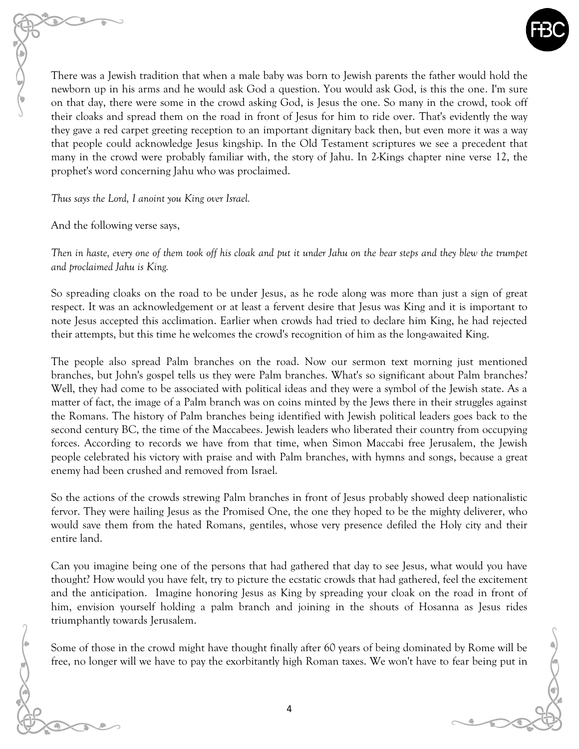There was a Jewish tradition that when a male baby was born to Jewish parents the father would hold the newborn up in his arms and he would ask God a question. You would ask God, is this the one. I'm sure on that day, there were some in the crowd asking God, is Jesus the one. So many in the crowd, took off their cloaks and spread them on the road in front of Jesus for him to ride over. That's evidently the way they gave a red carpet greeting reception to an important dignitary back then, but even more it was a way that people could acknowledge Jesus kingship. In the Old Testament scriptures we see a precedent that many in the crowd were probably familiar with, the story of Jahu. In 2-Kings chapter nine verse 12, the prophet's word concerning Jahu who was proclaimed.

*Thus says the Lord, I anoint you King over Israel.*

And the following verse says,

*Then in haste, every one of them took off his cloak and put it under Jahu on the bear steps and they blew the trumpet and proclaimed Jahu is King.*

So spreading cloaks on the road to be under Jesus, as he rode along was more than just a sign of great respect. It was an acknowledgement or at least a fervent desire that Jesus was King and it is important to note Jesus accepted this acclimation. Earlier when crowds had tried to declare him King, he had rejected their attempts, but this time he welcomes the crowd's recognition of him as the long-awaited King.

The people also spread Palm branches on the road. Now our sermon text morning just mentioned branches, but John's gospel tells us they were Palm branches. What's so significant about Palm branches? Well, they had come to be associated with political ideas and they were a symbol of the Jewish state. As a matter of fact, the image of a Palm branch was on coins minted by the Jews there in their struggles against the Romans. The history of Palm branches being identified with Jewish political leaders goes back to the second century BC, the time of the Maccabees. Jewish leaders who liberated their country from occupying forces. According to records we have from that time, when Simon Maccabi free Jerusalem, the Jewish people celebrated his victory with praise and with Palm branches, with hymns and songs, because a great enemy had been crushed and removed from Israel.

So the actions of the crowds strewing Palm branches in front of Jesus probably showed deep nationalistic fervor. They were hailing Jesus as the Promised One, the one they hoped to be the mighty deliverer, who would save them from the hated Romans, gentiles, whose very presence defiled the Holy city and their entire land.

Can you imagine being one of the persons that had gathered that day to see Jesus, what would you have thought? How would you have felt, try to picture the ecstatic crowds that had gathered, feel the excitement and the anticipation. Imagine honoring Jesus as King by spreading your cloak on the road in front of him, envision yourself holding a palm branch and joining in the shouts of Hosanna as Jesus rides triumphantly towards Jerusalem.

Some of those in the crowd might have thought finally after 60 years of being dominated by Rome will be free, no longer will we have to pay the exorbitantly high Roman taxes. We won't have to fear being put in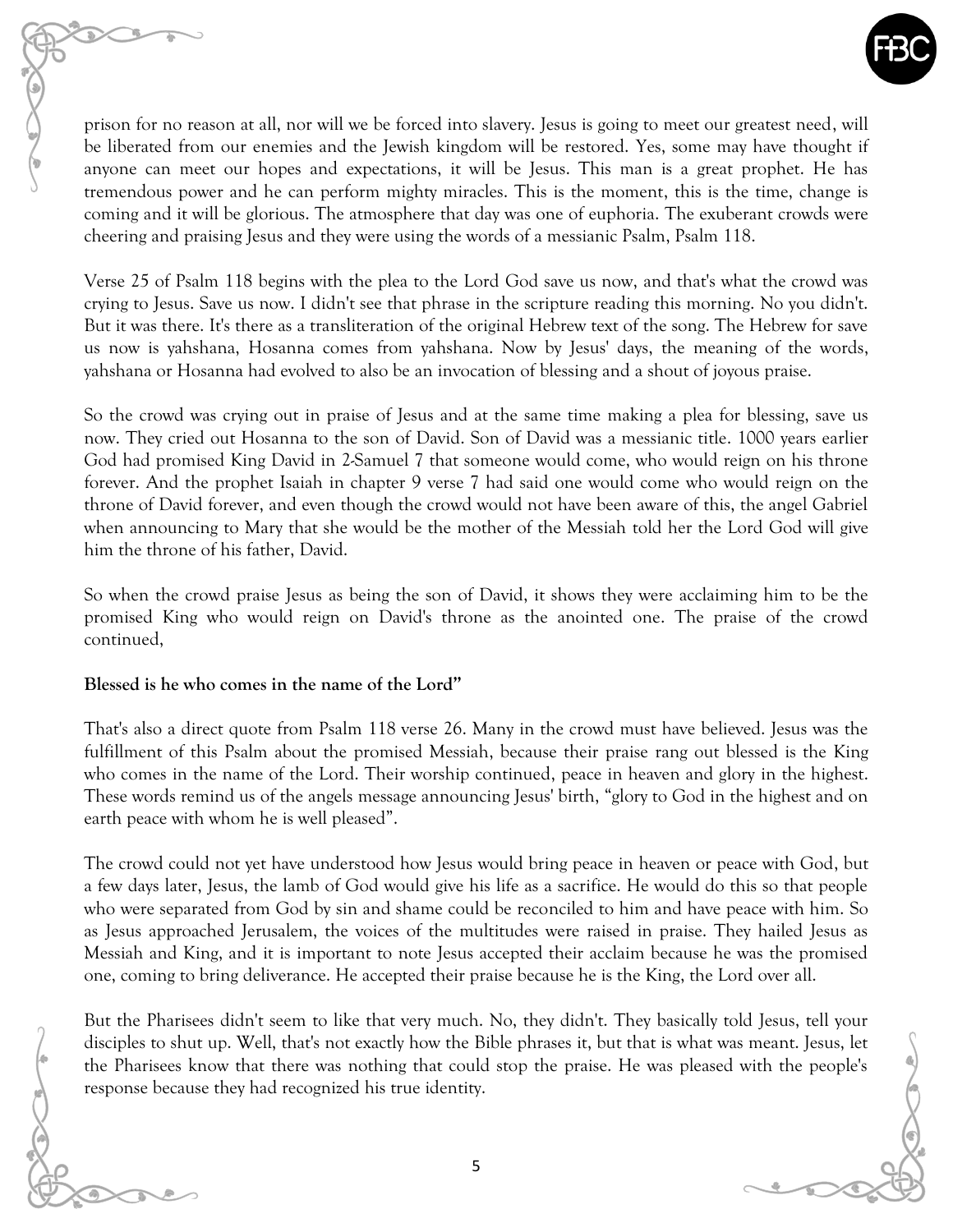prison for no reason at all, nor will we be forced into slavery. Jesus is going to meet our greatest need, will be liberated from our enemies and the Jewish kingdom will be restored. Yes, some may have thought if anyone can meet our hopes and expectations, it will be Jesus. This man is a great prophet. He has tremendous power and he can perform mighty miracles. This is the moment, this is the time, change is coming and it will be glorious. The atmosphere that day was one of euphoria. The exuberant crowds were cheering and praising Jesus and they were using the words of a messianic Psalm, Psalm 118.

Verse 25 of Psalm 118 begins with the plea to the Lord God save us now, and that's what the crowd was crying to Jesus. Save us now. I didn't see that phrase in the scripture reading this morning. No you didn't. But it was there. It's there as a transliteration of the original Hebrew text of the song. The Hebrew for save us now is yahshana, Hosanna comes from yahshana. Now by Jesus' days, the meaning of the words, yahshana or Hosanna had evolved to also be an invocation of blessing and a shout of joyous praise.

So the crowd was crying out in praise of Jesus and at the same time making a plea for blessing, save us now. They cried out Hosanna to the son of David. Son of David was a messianic title. 1000 years earlier God had promised King David in 2-Samuel 7 that someone would come, who would reign on his throne forever. And the prophet Isaiah in chapter 9 verse 7 had said one would come who would reign on the throne of David forever, and even though the crowd would not have been aware of this, the angel Gabriel when announcing to Mary that she would be the mother of the Messiah told her the Lord God will give him the throne of his father, David.

So when the crowd praise Jesus as being the son of David, it shows they were acclaiming him to be the promised King who would reign on David's throne as the anointed one. The praise of the crowd continued,

**Blessed is he who comes in the name of the Lord"**

That's also a direct quote from Psalm 118 verse 26. Many in the crowd must have believed. Jesus was the fulfillment of this Psalm about the promised Messiah, because their praise rang out blessed is the King who comes in the name of the Lord. Their worship continued, peace in heaven and glory in the highest. These words remind us of the angels message announcing Jesus' birth, "glory to God in the highest and on earth peace with whom he is well pleased".

The crowd could not yet have understood how Jesus would bring peace in heaven or peace with God, but a few days later, Jesus, the lamb of God would give his life as a sacrifice. He would do this so that people who were separated from God by sin and shame could be reconciled to him and have peace with him. So as Jesus approached Jerusalem, the voices of the multitudes were raised in praise. They hailed Jesus as Messiah and King, and it is important to note Jesus accepted their acclaim because he was the promised one, coming to bring deliverance. He accepted their praise because he is the King, the Lord over all.

But the Pharisees didn't seem to like that very much. No, they didn't. They basically told Jesus, tell your disciples to shut up. Well, that's not exactly how the Bible phrases it, but that is what was meant. Jesus, let the Pharisees know that there was nothing that could stop the praise. He was pleased with the people's response because they had recognized his true identity.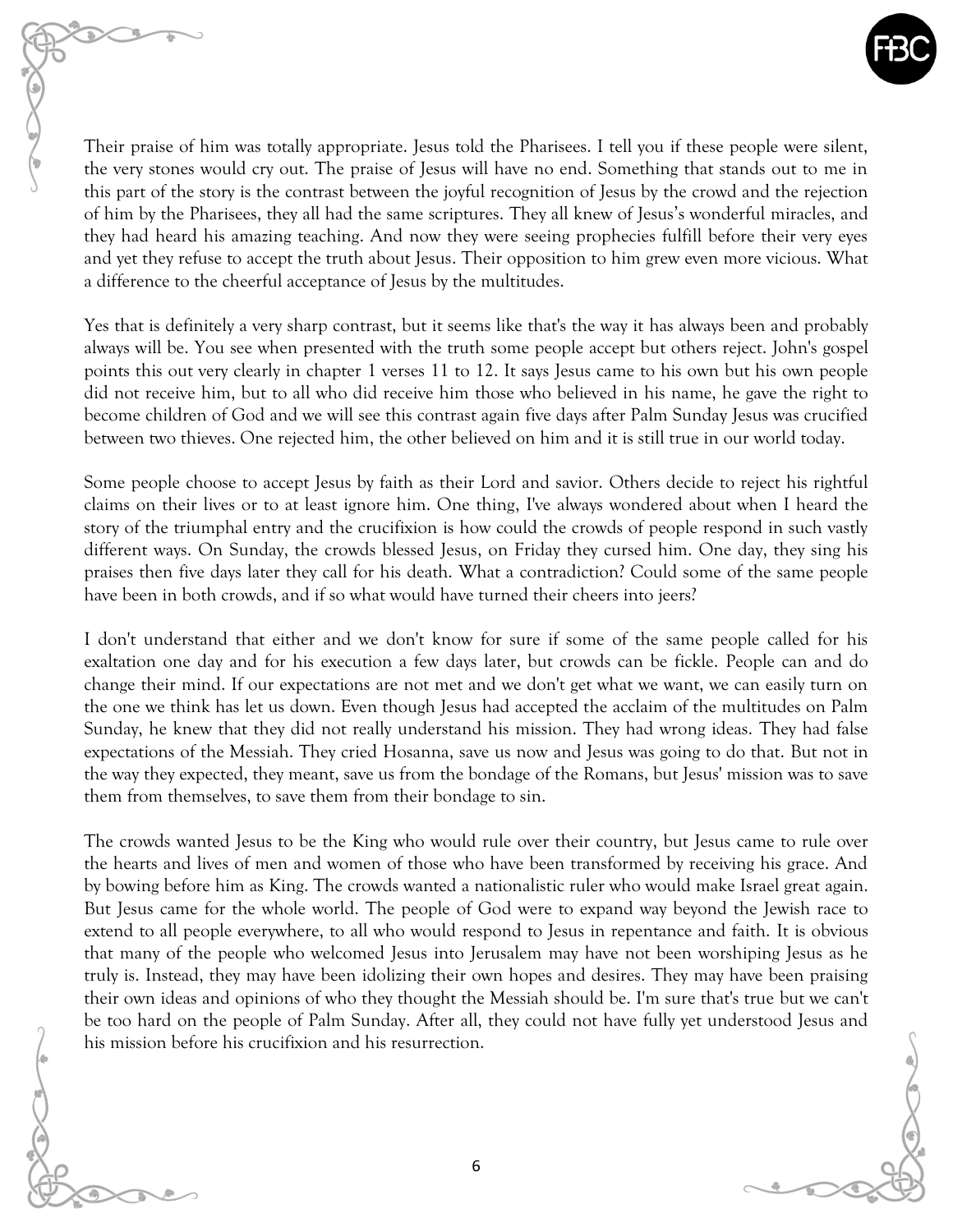Their praise of him was totally appropriate. Jesus told the Pharisees. I tell you if these people were silent, the very stones would cry out. The praise of Jesus will have no end. Something that stands out to me in this part of the story is the contrast between the joyful recognition of Jesus by the crowd and the rejection of him by the Pharisees, they all had the same scriptures. They all knew of Jesus's wonderful miracles, and they had heard his amazing teaching. And now they were seeing prophecies fulfill before their very eyes and yet they refuse to accept the truth about Jesus. Their opposition to him grew even more vicious. What a difference to the cheerful acceptance of Jesus by the multitudes.

Yes that is definitely a very sharp contrast, but it seems like that's the way it has always been and probably always will be. You see when presented with the truth some people accept but others reject. John's gospel points this out very clearly in chapter 1 verses 11 to 12. It says Jesus came to his own but his own people did not receive him, but to all who did receive him those who believed in his name, he gave the right to become children of God and we will see this contrast again five days after Palm Sunday Jesus was crucified between two thieves. One rejected him, the other believed on him and it is still true in our world today.

Some people choose to accept Jesus by faith as their Lord and savior. Others decide to reject his rightful claims on their lives or to at least ignore him. One thing, I've always wondered about when I heard the story of the triumphal entry and the crucifixion is how could the crowds of people respond in such vastly different ways. On Sunday, the crowds blessed Jesus, on Friday they cursed him. One day, they sing his praises then five days later they call for his death. What a contradiction? Could some of the same people have been in both crowds, and if so what would have turned their cheers into jeers?

I don't understand that either and we don't know for sure if some of the same people called for his exaltation one day and for his execution a few days later, but crowds can be fickle. People can and do change their mind. If our expectations are not met and we don't get what we want, we can easily turn on the one we think has let us down. Even though Jesus had accepted the acclaim of the multitudes on Palm Sunday, he knew that they did not really understand his mission. They had wrong ideas. They had false expectations of the Messiah. They cried Hosanna, save us now and Jesus was going to do that. But not in the way they expected, they meant, save us from the bondage of the Romans, but Jesus' mission was to save them from themselves, to save them from their bondage to sin.

The crowds wanted Jesus to be the King who would rule over their country, but Jesus came to rule over the hearts and lives of men and women of those who have been transformed by receiving his grace. And by bowing before him as King. The crowds wanted a nationalistic ruler who would make Israel great again. But Jesus came for the whole world. The people of God were to expand way beyond the Jewish race to extend to all people everywhere, to all who would respond to Jesus in repentance and faith. It is obvious that many of the people who welcomed Jesus into Jerusalem may have not been worshiping Jesus as he truly is. Instead, they may have been idolizing their own hopes and desires. They may have been praising their own ideas and opinions of who they thought the Messiah should be. I'm sure that's true but we can't be too hard on the people of Palm Sunday. After all, they could not have fully yet understood Jesus and his mission before his crucifixion and his resurrection.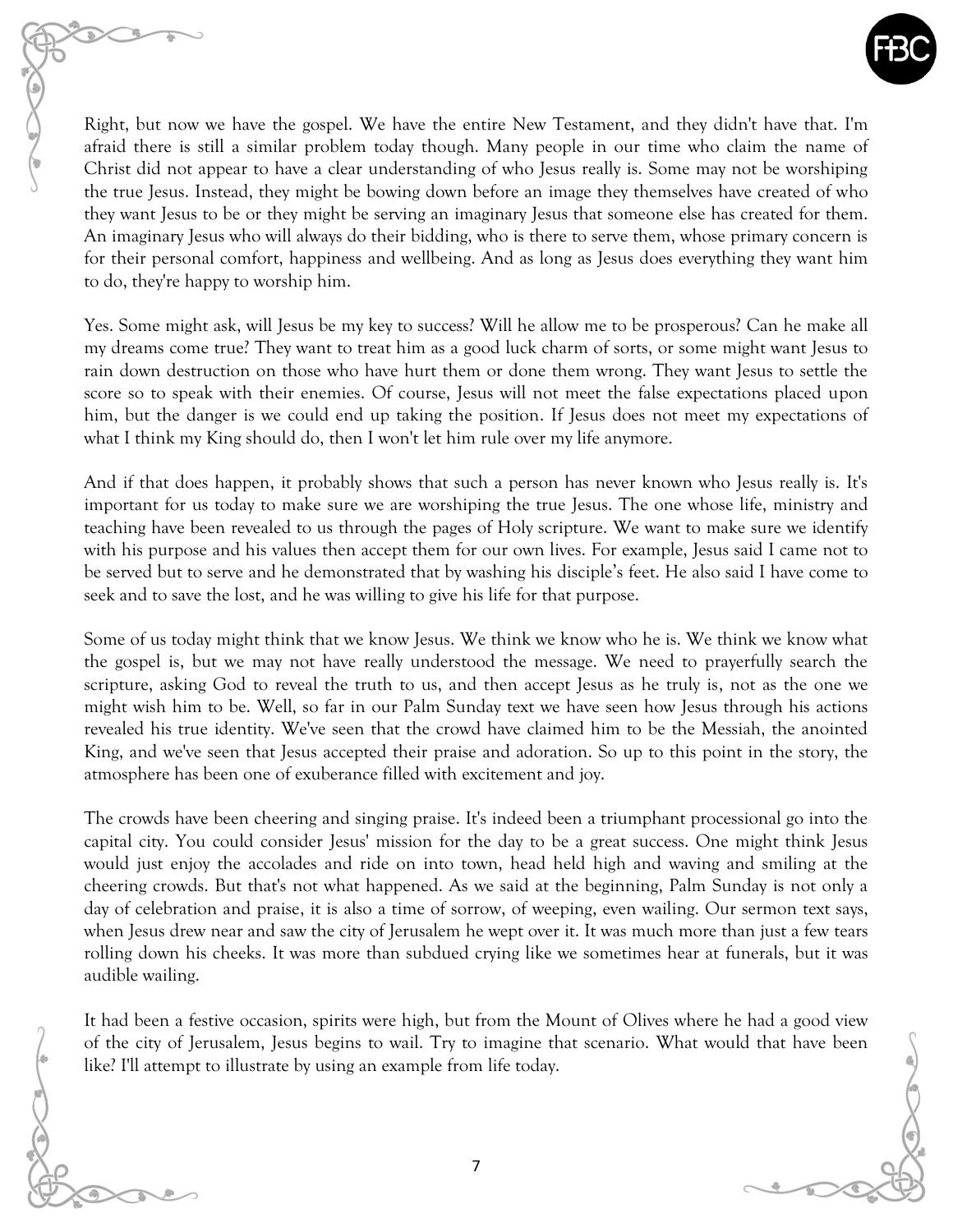Right, but now we have the gospel. We have the entire New Testament, and they didn't have that. I'm afraid there is still a similar problem today though. Many people in our time who claim the name of Christ did not appear to have a clear understanding of who Jesus really is. Some may not be worshiping the true Jesus. Instead, they might be bowing down before an image they themselves have created of who they want Jesus to be or they might be serving an imaginary Jesus that someone else has created for them. An imaginary Jesus who will always do their bidding, who is there to serve them, whose primary concern is for their personal comfort, happiness and wellbeing. And as long as Jesus does everything they want him to do, they're happy to worship him.

Yes. Some might ask, will Jesus be my key to success? Will he allow me to be prosperous? Can he make all my dreams come true? They want to treat him as a good luck charm of sorts, or some might want Jesus to rain down destruction on those who have hurt them or done them wrong. They want Jesus to settle the score so to speak with their enemies. Of course, Jesus will not meet the false expectations placed upon him, but the danger is we could end up taking the position. If Jesus does not meet my expectations of what I think my King should do, then I won't let him rule over my life anymore.

And if that does happen, it probably shows that such a person has never known who Jesus really is. It's important for us today to make sure we are worshiping the true Jesus. The one whose life, ministry and teaching have been revealed to us through the pages of Holy scripture. We want to make sure we identify with his purpose and his values then accept them for our own lives. For example, Jesus said I came not to be served but to serve and he demonstrated that by washing his disciple's feet. He also said I have come to seek and to save the lost, and he was willing to give his life for that purpose.

Some of us today might think that we know Jesus. We think we know who he is. We think we know what the gospel is, but we may not have really understood the message. We need to prayerfully search the scripture, asking God to reveal the truth to us, and then accept Jesus as he truly is, not as the one we might wish him to be. Well, so far in our Palm Sunday text we have seen how Jesus through his actions revealed his true identity. We've seen that the crowd have claimed him to be the Messiah, the anointed King, and we've seen that Jesus accepted their praise and adoration. So up to this point in the story, the atmosphere has been one of exuberance filled with excitement and joy.

The crowds have been cheering and singing praise. It's indeed been a triumphant processional go into the capital city. You could consider Jesus' mission for the day to be a great success. One might think Jesus would just enjoy the accolades and ride on into town, head held high and waving and smiling at the cheering crowds. But that's not what happened. As we said at the beginning, Palm Sunday is not only a day of celebration and praise, it is also a time of sorrow, of weeping, even wailing. Our sermon text says, when Jesus drew near and saw the city of Jerusalem he wept over it. It was much more than just a few tears rolling down his cheeks. It was more than subdued crying like we sometimes hear at funerals, but it was audible wailing.

It had been a festive occasion, spirits were high, but from the Mount of Olives where he had a good view of the city of Jerusalem, Jesus begins to wail. Try to imagine that scenario. What would that have been like? I'll attempt to illustrate by using an example from life today.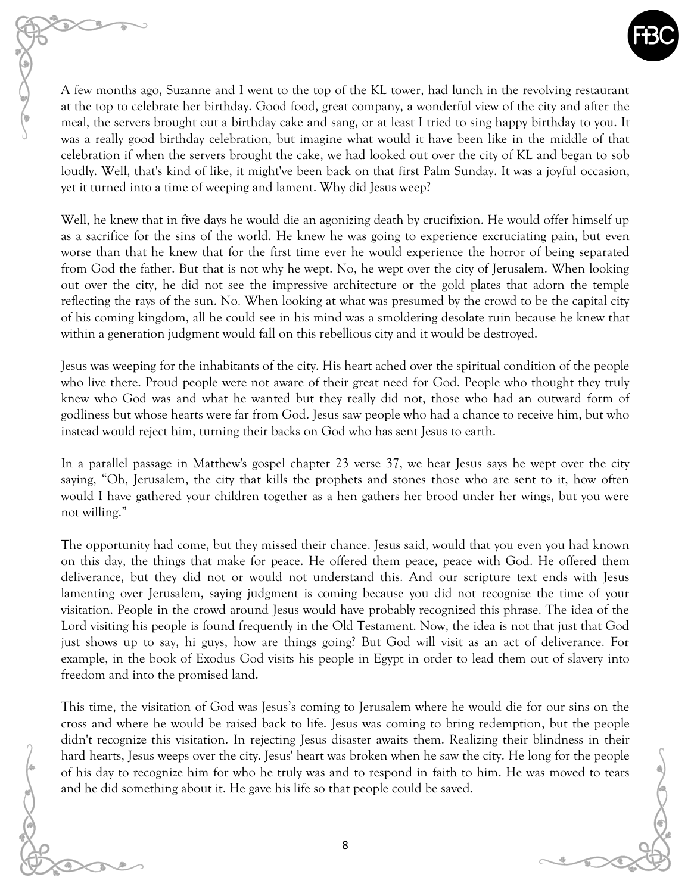A few months ago, Suzanne and I went to the top of the KL tower, had lunch in the revolving restaurant at the top to celebrate her birthday. Good food, great company, a wonderful view of the city and after the meal, the servers brought out a birthday cake and sang, or at least I tried to sing happy birthday to you. It was a really good birthday celebration, but imagine what would it have been like in the middle of that celebration if when the servers brought the cake, we had looked out over the city of KL and began to sob loudly. Well, that's kind of like, it might've been back on that first Palm Sunday. It was a joyful occasion, yet it turned into a time of weeping and lament. Why did Jesus weep?

Well, he knew that in five days he would die an agonizing death by crucifixion. He would offer himself up as a sacrifice for the sins of the world. He knew he was going to experience excruciating pain, but even worse than that he knew that for the first time ever he would experience the horror of being separated from God the father. But that is not why he wept. No, he wept over the city of Jerusalem. When looking out over the city, he did not see the impressive architecture or the gold plates that adorn the temple reflecting the rays of the sun. No. When looking at what was presumed by the crowd to be the capital city of his coming kingdom, all he could see in his mind was a smoldering desolate ruin because he knew that within a generation judgment would fall on this rebellious city and it would be destroyed.

Jesus was weeping for the inhabitants of the city. His heart ached over the spiritual condition of the people who live there. Proud people were not aware of their great need for God. People who thought they truly knew who God was and what he wanted but they really did not, those who had an outward form of godliness but whose hearts were far from God. Jesus saw people who had a chance to receive him, but who instead would reject him, turning their backs on God who has sent Jesus to earth.

In a parallel passage in Matthew's gospel chapter 23 verse 37, we hear Jesus says he wept over the city saying, "Oh, Jerusalem, the city that kills the prophets and stones those who are sent to it, how often would I have gathered your children together as a hen gathers her brood under her wings, but you were not willing."

The opportunity had come, but they missed their chance. Jesus said, would that you even you had known on this day, the things that make for peace. He offered them peace, peace with God. He offered them deliverance, but they did not or would not understand this. And our scripture text ends with Jesus lamenting over Jerusalem, saying judgment is coming because you did not recognize the time of your visitation. People in the crowd around Jesus would have probably recognized this phrase. The idea of the Lord visiting his people is found frequently in the Old Testament. Now, the idea is not that just that God just shows up to say, hi guys, how are things going? But God will visit as an act of deliverance. For example, in the book of Exodus God visits his people in Egypt in order to lead them out of slavery into freedom and into the promised land.

This time, the visitation of God was Jesus's coming to Jerusalem where he would die for our sins on the cross and where he would be raised back to life. Jesus was coming to bring redemption, but the people didn't recognize this visitation. In rejecting Jesus disaster awaits them. Realizing their blindness in their hard hearts, Jesus weeps over the city. Jesus' heart was broken when he saw the city. He long for the people of his day to recognize him for who he truly was and to respond in faith to him. He was moved to tears and he did something about it. He gave his life so that people could be saved.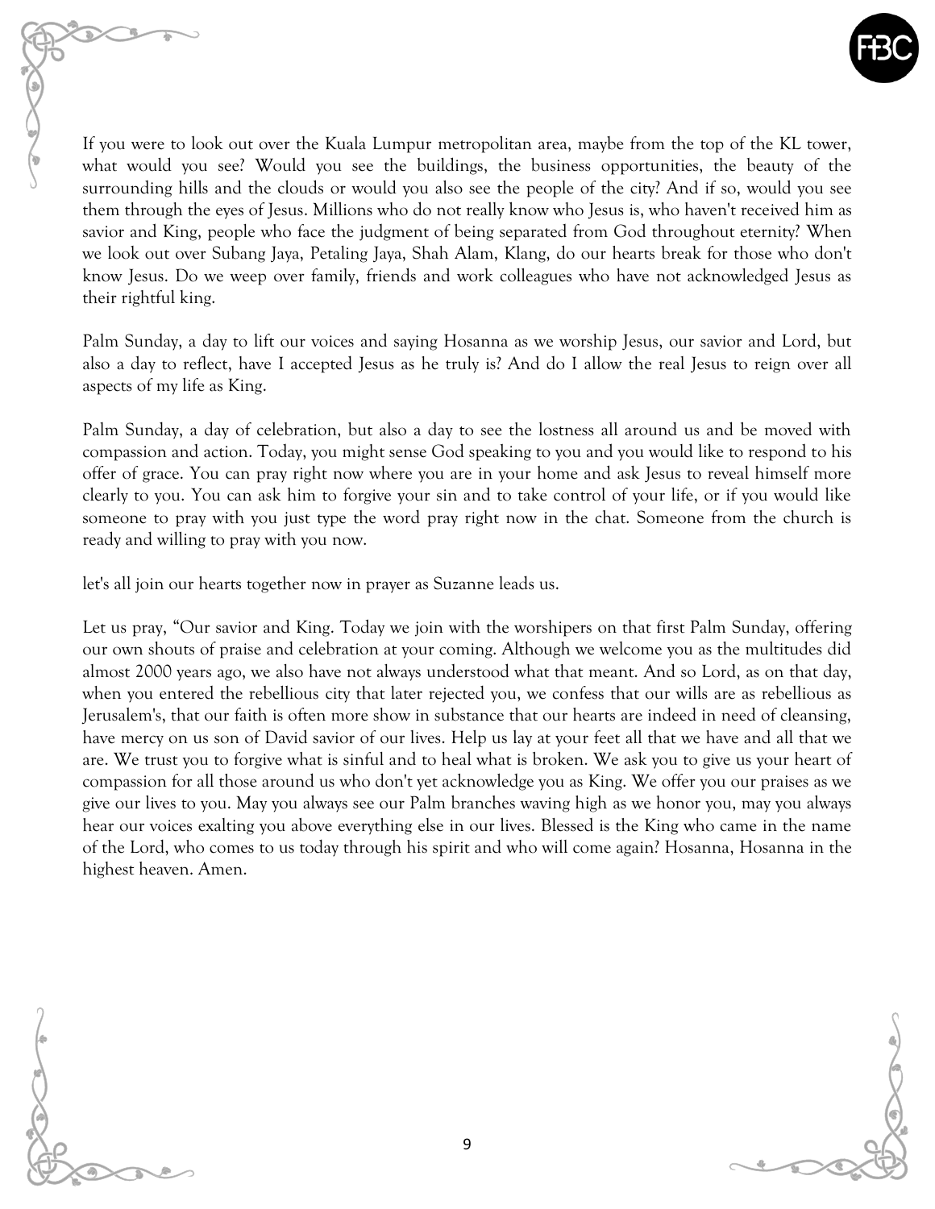If you were to look out over the Kuala Lumpur metropolitan area, maybe from the top of the KL tower, what would you see? Would you see the buildings, the business opportunities, the beauty of the surrounding hills and the clouds or would you also see the people of the city? And if so, would you see them through the eyes of Jesus. Millions who do not really know who Jesus is, who haven't received him as savior and King, people who face the judgment of being separated from God throughout eternity? When we look out over Subang Jaya, Petaling Jaya, Shah Alam, Klang, do our hearts break for those who don't know Jesus. Do we weep over family, friends and work colleagues who have not acknowledged Jesus as their rightful king.

Palm Sunday, a day to lift our voices and saying Hosanna as we worship Jesus, our savior and Lord, but also a day to reflect, have I accepted Jesus as he truly is? And do I allow the real Jesus to reign over all aspects of my life as King.

Palm Sunday, a day of celebration, but also a day to see the lostness all around us and be moved with compassion and action. Today, you might sense God speaking to you and you would like to respond to his offer of grace. You can pray right now where you are in your home and ask Jesus to reveal himself more clearly to you. You can ask him to forgive your sin and to take control of your life, or if you would like someone to pray with you just type the word pray right now in the chat. Someone from the church is ready and willing to pray with you now.

let's all join our hearts together now in prayer as Suzanne leads us.

Let us pray, "Our savior and King. Today we join with the worshipers on that first Palm Sunday, offering our own shouts of praise and celebration at your coming. Although we welcome you as the multitudes did almost 2000 years ago, we also have not always understood what that meant. And so Lord, as on that day, when you entered the rebellious city that later rejected you, we confess that our wills are as rebellious as Jerusalem's, that our faith is often more show in substance that our hearts are indeed in need of cleansing, have mercy on us son of David savior of our lives. Help us lay at your feet all that we have and all that we are. We trust you to forgive what is sinful and to heal what is broken. We ask you to give us your heart of compassion for all those around us who don't yet acknowledge you as King. We offer you our praises as we give our lives to you. May you always see our Palm branches waving high as we honor you, may you always hear our voices exalting you above everything else in our lives. Blessed is the King who came in the name of the Lord, who comes to us today through his spirit and who will come again? Hosanna, Hosanna in the highest heaven. Amen.